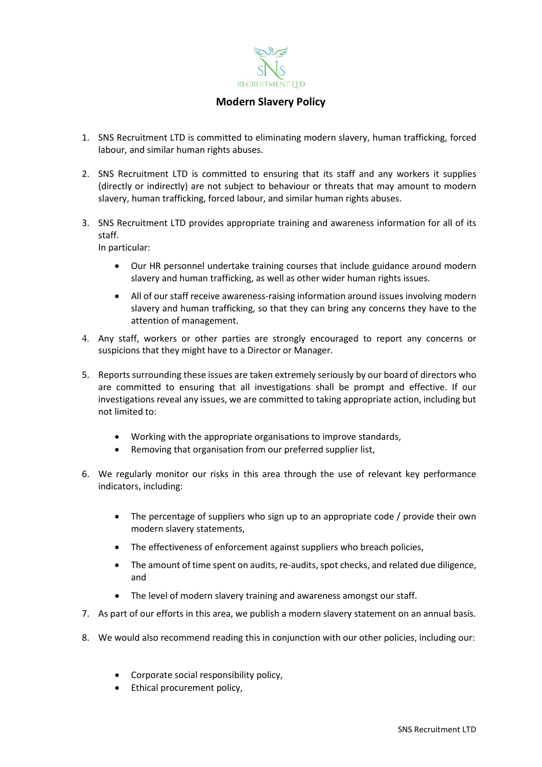# Modern Slavery Policy

1. SNS Recruitment LTD is committed to eliminating modern slavery, human trafficking, forced labour, and similar human rights abuses.

2. SNS Recruitment LTD is committed to ensuring that its staff and any workers it supplies (directly or indirectly) are not subject to behaviour or threats that may amount to modern slavery, human trafficking, forced labour, and similar human rights abuses.

3. SNS Recruitment LTD provides appropriate training and awareness information for all of its staff.
   In particular:

   - Our HR personnel undertake training courses that include guidance around modern slavery and human trafficking, as well as other wider human rights issues.

   - All of our staff receive awareness-raising information around issues involving modern slavery and human trafficking, so that they can bring any concerns they have to the attention of management.

4. Any staff, workers or other parties are strongly encouraged to report any concerns or suspicions that they might have to a Director or Manager.

5. Reports surrounding these issues are taken extremely seriously by our board of directors who are committed to ensuring that all investigations shall be prompt and effective. If our investigations reveal any issues, we are committed to taking appropriate action, including but not limited to:

   - Working with the appropriate organisations to improve standards,
   - Removing that organisation from our preferred supplier list,

6. We regularly monitor our risks in this area through the use of relevant key performance indicators, including:

   - The percentage of suppliers who sign up to an appropriate code / provide their own modern slavery statements,

   - The effectiveness of enforcement against suppliers who breach policies,

   - The amount of time spent on audits, re-audits, spot checks, and related due diligence, and

   - The level of modern slavery training and awareness amongst our staff.

7. As part of our efforts in this area, we publish a modern slavery statement on an annual basis.

8. We would also recommend reading this in conjunction with our other policies, including our:

   - Corporate social responsibility policy,
   - Ethical procurement policy,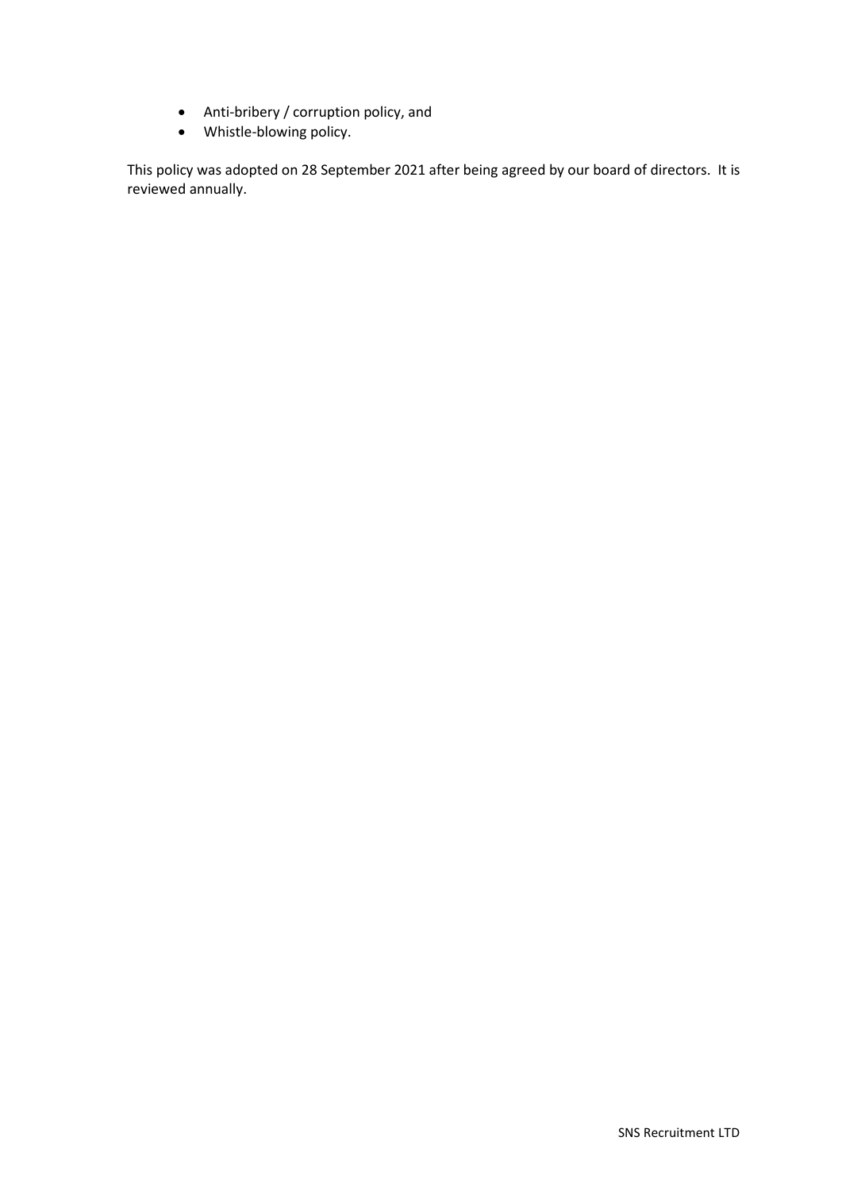- Anti-bribery / corruption policy, and
- Whistle-blowing policy.

This policy was adopted on 28 September 2021 after being agreed by our board of directors. It is reviewed annually.